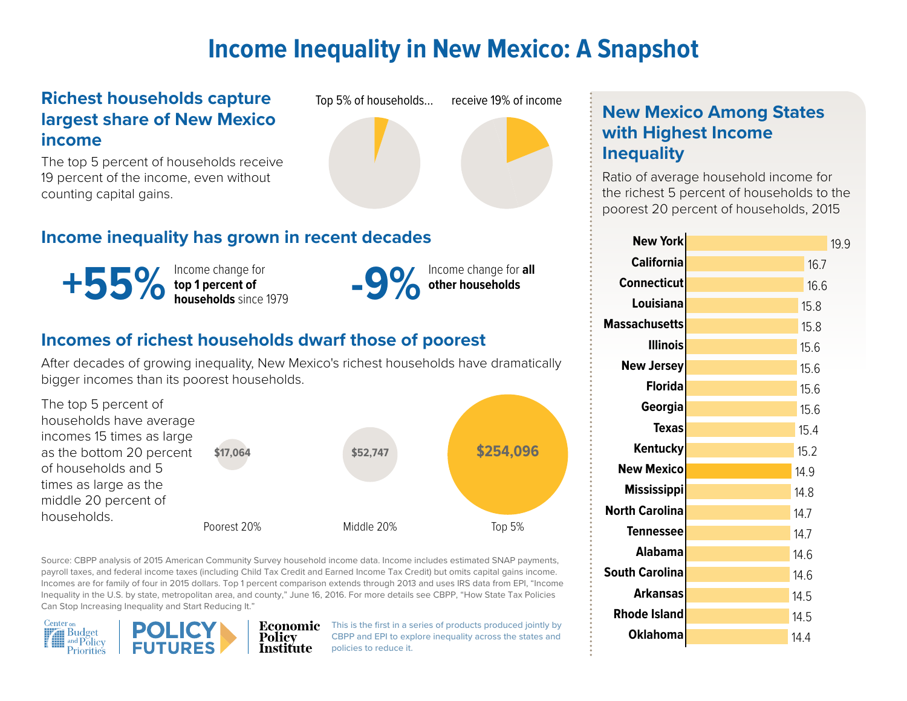# Income Inequality in New Mexico: A Snapshot

## Richest households capture largest share of New Mexico income

The top 5 percent of households receive 19 percent of the income, even without counting capital gains.

Top 5% of households… receive 19% of income

## Income inequality has grown in recent decades

**+55%** Income change for **top 1 percent of households** since 1979

**-9%** Income change for **all other households**

## Incomes of richest households dwarf those of poorest

After decades of growing inequality, New Mexico's richest households have dramatically bigger incomes than its poorest households.

The top 5 percent of households have average incomes 15 times as large as the bottom 20 percent of households and 5 times as large as the middle 20 percent of households.

| Poorest 20% | Middle 20% | Top 5% |
|---|---|---|
| $17,064 | $52,747 | $254,096 |

Source: CBPP analysis of 2015 American Community Survey household income data. Income includes estimated SNAP payments, payroll taxes, and federal income taxes (including Child Tax Credit and Earned Income Tax Credit) but omits capital gains income. Incomes are for family of four in 2015 dollars. Top 1 percent comparison extends through 2013 and uses IRS data from EPI, "Income Inequality in the U.S. by state, metropolitan area, and county," June 16, 2016. For more details see CBPP, "How State Tax Policies Can Stop Increasing Inequality and Start Reducing It."

Center on Budget and Policy Priorities | POLICY FUTURES | Economic Policy Institute

This is the first in a series of products produced jointly by CBPP and EPI to explore inequality across the states and policies to reduce it.

## New Mexico Among States with Highest Income Inequality

Ratio of average household income for the richest 5 percent of households to the poorest 20 percent of households, 2015

| State | Ratio |
|---|---|
| New York | 19.9 |
| California | 16.7 |
| Connecticut | 16.6 |
| Louisiana | 15.8 |
| Massachusetts | 15.8 |
| Illinois | 15.6 |
| New Jersey | 15.6 |
| Florida | 15.6 |
| Georgia | 15.6 |
| Texas | 15.4 |
| Kentucky | 15.2 |
| **New Mexico** | **14.9** |
| Mississippi | 14.8 |
| North Carolina | 14.7 |
| Tennessee | 14.7 |
| Alabama | 14.6 |
| South Carolina | 14.6 |
| Arkansas | 14.5 |
| Rhode Island | 14.5 |
| Oklahoma | 14.4 |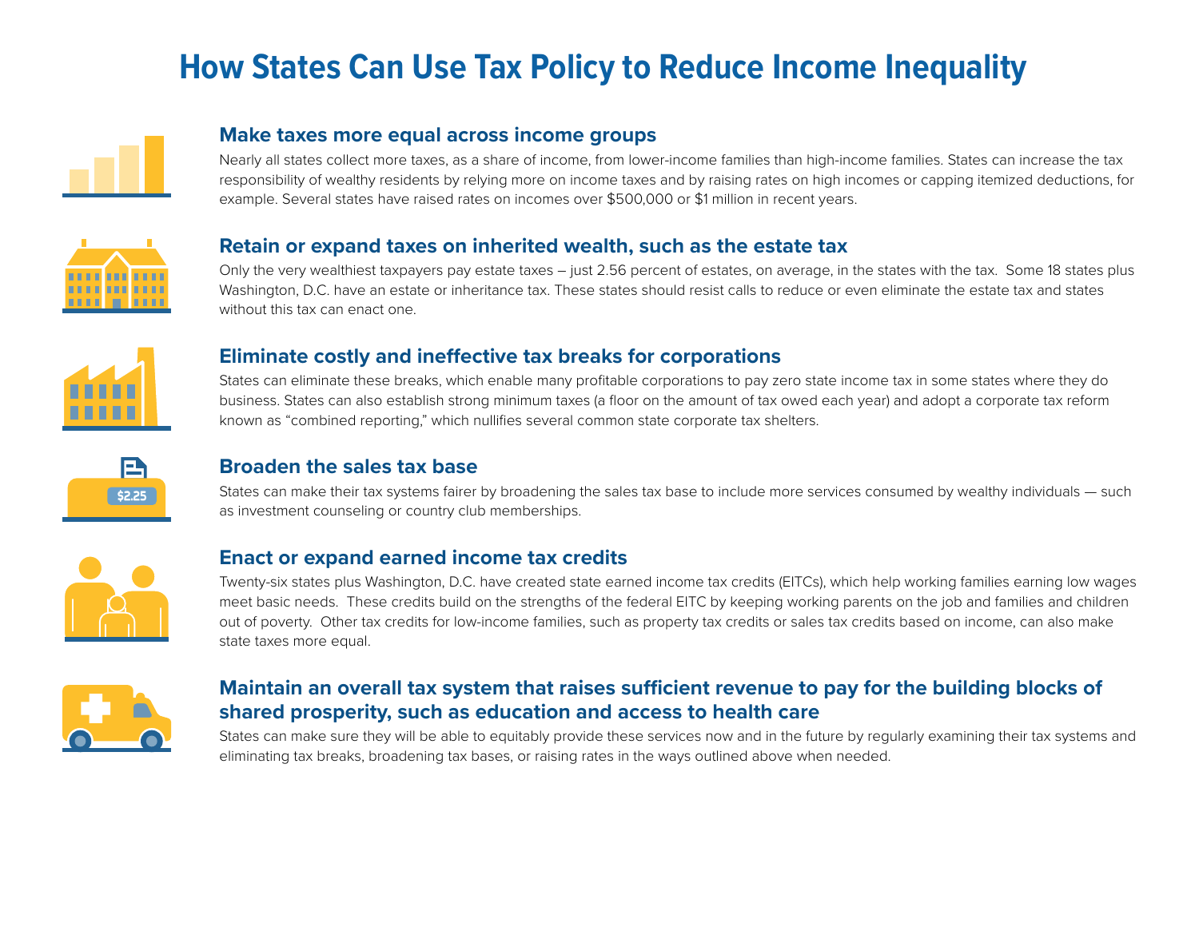# How States Can Use Tax Policy to Reduce Income Inequality

## Make taxes more equal across income groups

Nearly all states collect more taxes, as a share of income, from lower-income families than high-income families. States can increase the tax responsibility of wealthy residents by relying more on income taxes and by raising rates on high incomes or capping itemized deductions, for example. Several states have raised rates on incomes over $500,000 or $1 million in recent years.

## Retain or expand taxes on inherited wealth, such as the estate tax

Only the very wealthiest taxpayers pay estate taxes – just 2.56 percent of estates, on average, in the states with the tax. Some 18 states plus Washington, D.C. have an estate or inheritance tax. These states should resist calls to reduce or even eliminate the estate tax and states without this tax can enact one.

## Eliminate costly and ineffective tax breaks for corporations

States can eliminate these breaks, which enable many profitable corporations to pay zero state income tax in some states where they do business. States can also establish strong minimum taxes (a floor on the amount of tax owed each year) and adopt a corporate tax reform known as "combined reporting," which nullifies several common state corporate tax shelters.

## Broaden the sales tax base

States can make their tax systems fairer by broadening the sales tax base to include more services consumed by wealthy individuals — such as investment counseling or country club memberships.

## Enact or expand earned income tax credits

Twenty-six states plus Washington, D.C. have created state earned income tax credits (EITCs), which help working families earning low wages meet basic needs. These credits build on the strengths of the federal EITC by keeping working parents on the job and families and children out of poverty. Other tax credits for low-income families, such as property tax credits or sales tax credits based on income, can also make state taxes more equal.

## Maintain an overall tax system that raises sufficient revenue to pay for the building blocks of shared prosperity, such as education and access to health care

States can make sure they will be able to equitably provide these services now and in the future by regularly examining their tax systems and eliminating tax breaks, broadening tax bases, or raising rates in the ways outlined above when needed.